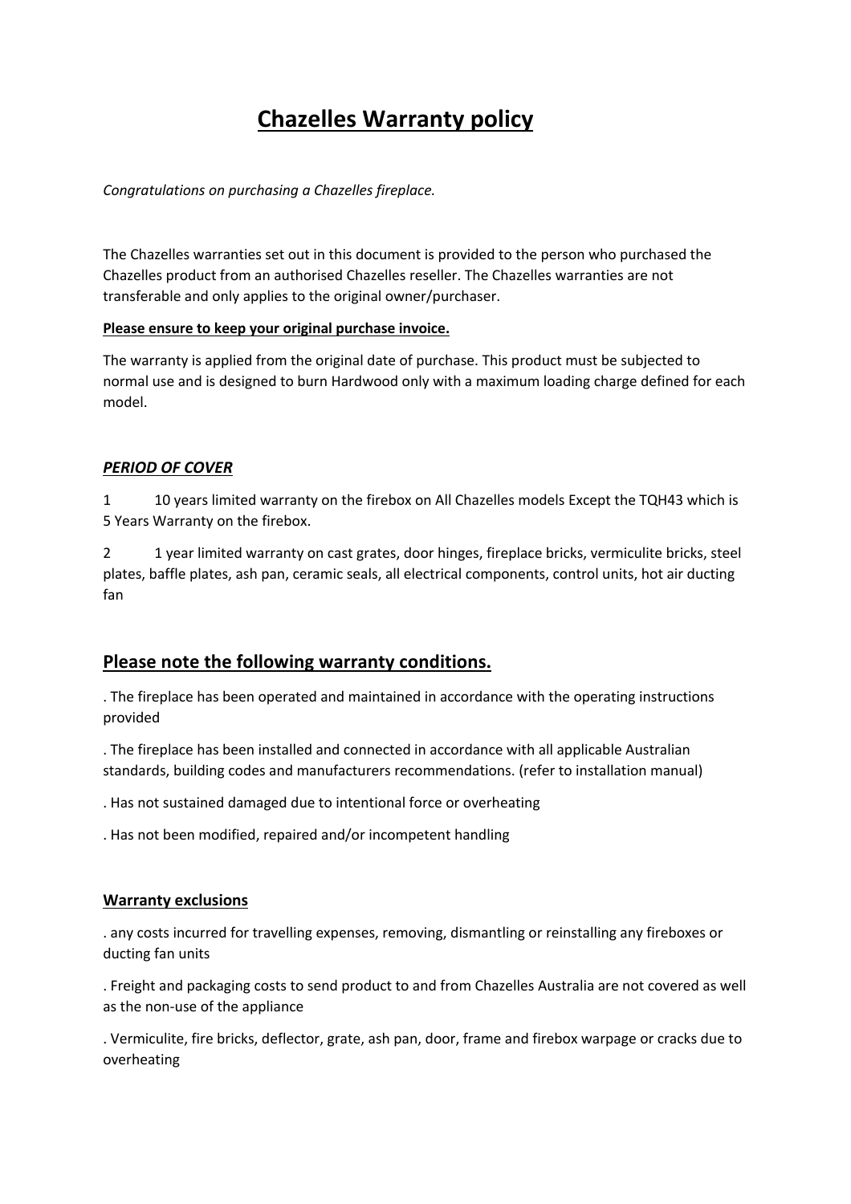# Chazelles Warranty policy

*Congratulations on purchasing a Chazelles fireplace.*

The Chazelles warranties set out in this document is provided to the person who purchased the Chazelles product from an authorised Chazelles reseller. The Chazelles warranties are not transferable and only applies to the original owner/purchaser.

**Please ensure to keep your original purchase invoice.**

The warranty is applied from the original date of purchase. This product must be subjected to normal use and is designed to burn Hardwood only with a maximum loading charge defined for each model.

### *PERIOD OF COVER*

1 10 years limited warranty on the firebox on All Chazelles models Except the TQH43 which is 5 Years Warranty on the firebox.

2 1 year limited warranty on cast grates, door hinges, fireplace bricks, vermiculite bricks, steel plates, baffle plates, ash pan, ceramic seals, all electrical components, control units, hot air ducting fan

## Please note the following warranty conditions.

. The fireplace has been operated and maintained in accordance with the operating instructions provided

. The fireplace has been installed and connected in accordance with all applicable Australian standards, building codes and manufacturers recommendations. (refer to installation manual)

. Has not sustained damaged due to intentional force or overheating

. Has not been modified, repaired and/or incompetent handling

### Warranty exclusions

. any costs incurred for travelling expenses, removing, dismantling or reinstalling any fireboxes or ducting fan units

. Freight and packaging costs to send product to and from Chazelles Australia are not covered as well as the non-use of the appliance

. Vermiculite, fire bricks, deflector, grate, ash pan, door, frame and firebox warpage or cracks due to overheating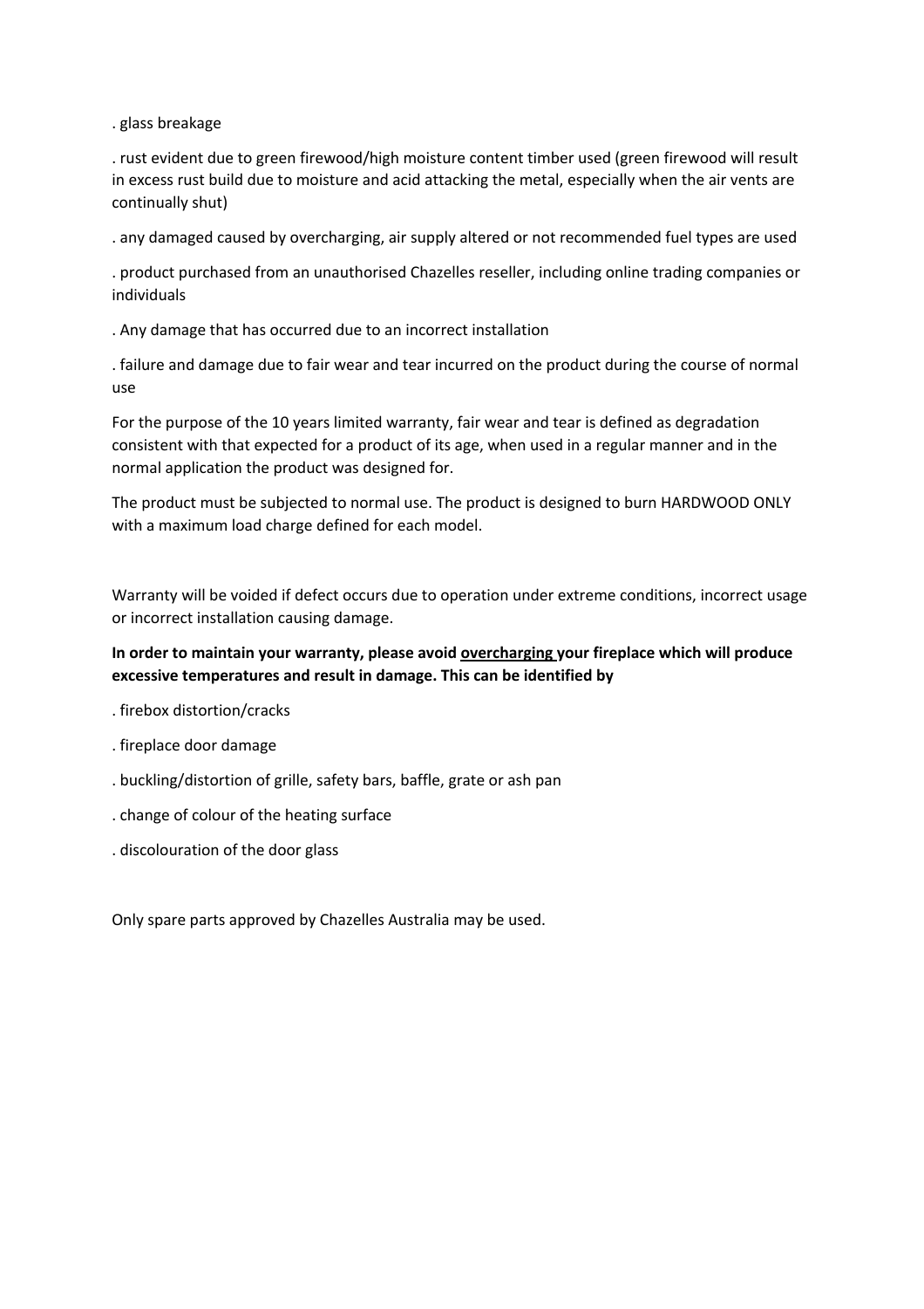. glass breakage

. rust evident due to green firewood/high moisture content timber used (green firewood will result in excess rust build due to moisture and acid attacking the metal, especially when the air vents are continually shut)

. any damaged caused by overcharging, air supply altered or not recommended fuel types are used

. product purchased from an unauthorised Chazelles reseller, including online trading companies or individuals

. Any damage that has occurred due to an incorrect installation

. failure and damage due to fair wear and tear incurred on the product during the course of normal use

For the purpose of the 10 years limited warranty, fair wear and tear is defined as degradation consistent with that expected for a product of its age, when used in a regular manner and in the normal application the product was designed for.

The product must be subjected to normal use. The product is designed to burn HARDWOOD ONLY with a maximum load charge defined for each model.

Warranty will be voided if defect occurs due to operation under extreme conditions, incorrect usage or incorrect installation causing damage.

**In order to maintain your warranty, please avoid <u>overcharging</u> your fireplace which will produce excessive temperatures and result in damage. This can be identified by**

. firebox distortion/cracks

. fireplace door damage

. buckling/distortion of grille, safety bars, baffle, grate or ash pan

. change of colour of the heating surface

. discolouration of the door glass

Only spare parts approved by Chazelles Australia may be used.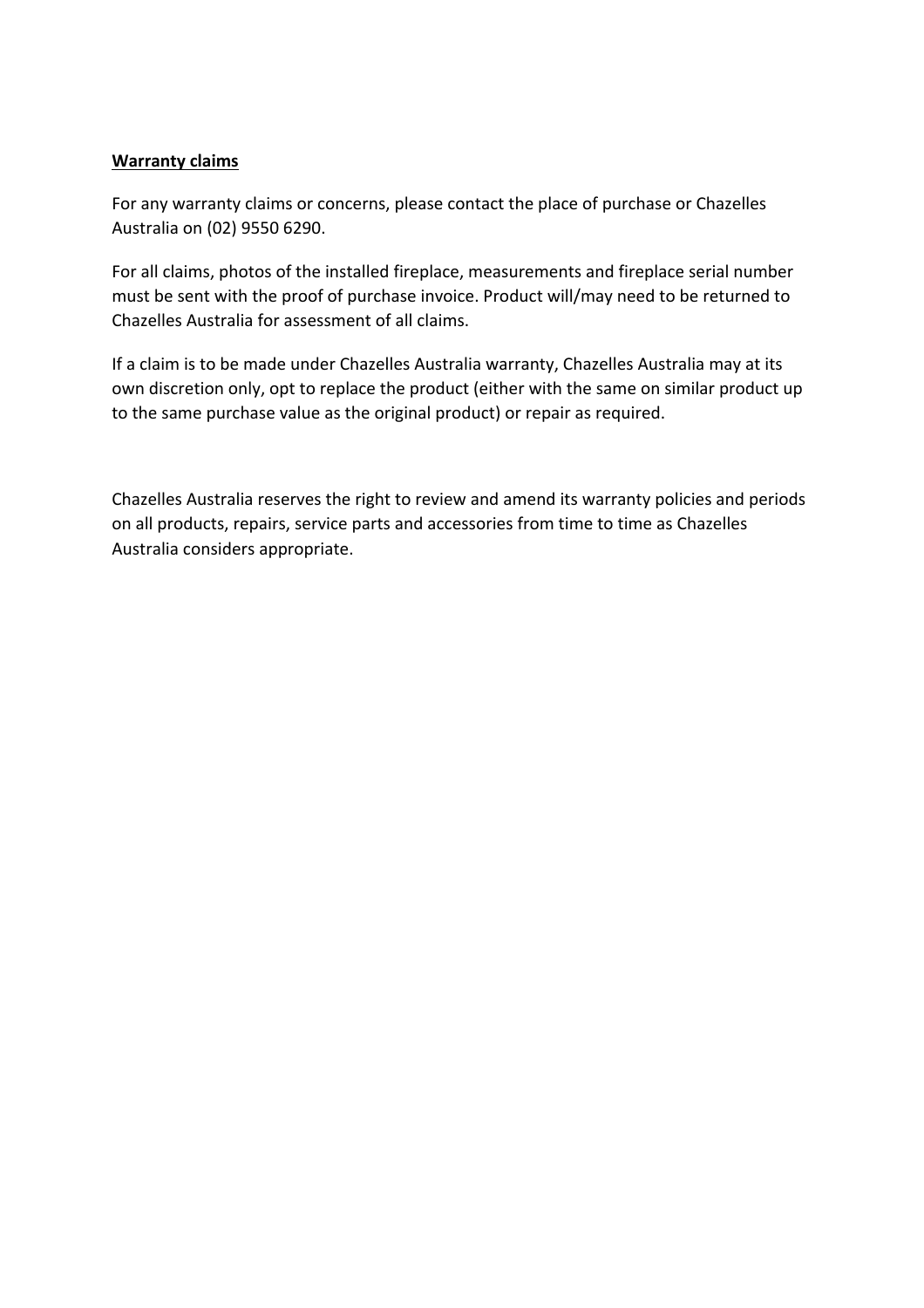**Warranty claims**

For any warranty claims or concerns, please contact the place of purchase or Chazelles Australia on (02) 9550 6290.

For all claims, photos of the installed fireplace, measurements and fireplace serial number must be sent with the proof of purchase invoice. Product will/may need to be returned to Chazelles Australia for assessment of all claims.

If a claim is to be made under Chazelles Australia warranty, Chazelles Australia may at its own discretion only, opt to replace the product (either with the same on similar product up to the same purchase value as the original product) or repair as required.

Chazelles Australia reserves the right to review and amend its warranty policies and periods on all products, repairs, service parts and accessories from time to time as Chazelles Australia considers appropriate.